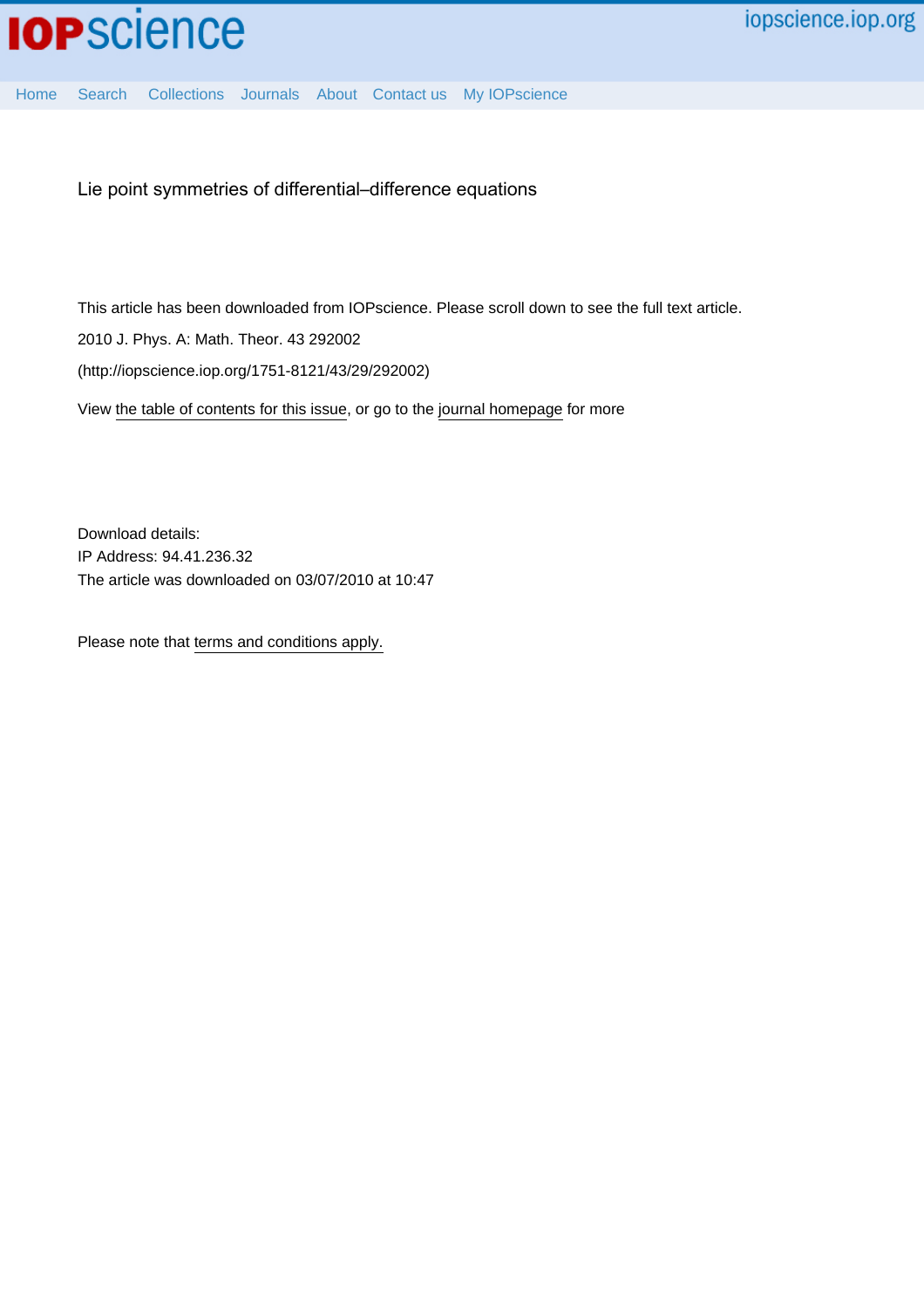IOPscience

iopscience.iop.org

Home Search Collections Journals About Contact us My IOPscience

Lie point symmetries of differential–difference equations

This article has been downloaded from IOPscience. Please scroll down to see the full text article.

2010 J. Phys. A: Math. Theor. 43 292002

(http://iopscience.iop.org/1751-8121/43/29/292002)

View the table of contents for this issue, or go to the journal homepage for more

Download details:

IP Address: 94.41.236.32

The article was downloaded on 03/07/2010 at 10:47

Please note that terms and conditions apply.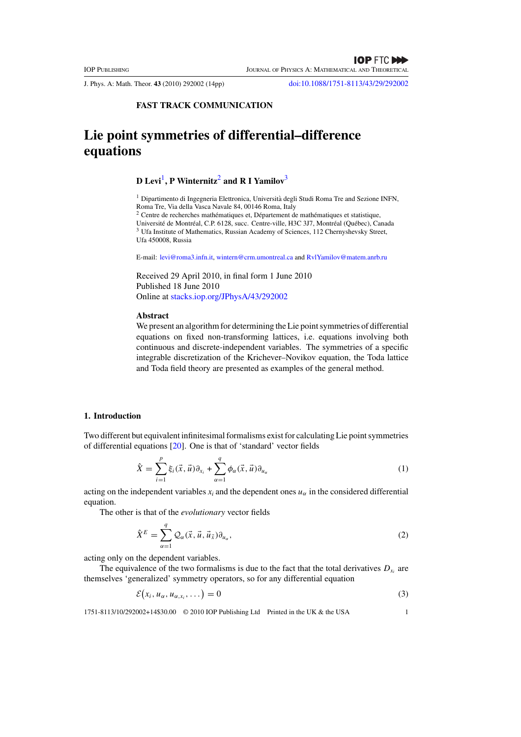# FAST TRACK COMMUNICATION

# Lie point symmetries of differential–difference equations

**D Levi**[1], **P Winternitz**[2] and **R I Yamilov**[3]

[1] Dipartimento di Ingegneria Elettronica, Università degli Studi Roma Tre and Sezione INFN, Roma Tre, Via della Vasca Navale 84, 00146 Roma, Italy
[2] Centre de recherches mathématiques et, Département de mathématiques et statistique, Université de Montréal, C.P. 6128, succ. Centre-ville, H3C 3J7, Montréal (Québec), Canada
[3] Ufa Institute of Mathematics, Russian Academy of Sciences, 112 Chernyshevsky Street, Ufa 450008, Russia

E-mail: levi@roma3.infn.it, wintern@crm.umontreal.ca and RvlYamilov@matem.anrb.ru

Received 29 April 2010, in final form 1 June 2010
Published 18 June 2010
Online at stacks.iop.org/JPhysA/43/292002

## Abstract

We present an algorithm for determining the Lie point symmetries of differential equations on fixed non-transforming lattices, i.e. equations involving both continuous and discrete-independent variables. The symmetries of a specific integrable discretization of the Krichever–Novikov equation, the Toda lattice and Toda field theory are presented as examples of the general method.

## 1. Introduction

Two different but equivalent infinitesimal formalisms exist for calculating Lie point symmetries of differential equations [20]. One is that of 'standard' vector fields

$$\hat{X} = \sum_{i=1}^{p} \xi_i(\vec{x}, \vec{u})\partial_{x_i} + \sum_{\alpha=1}^{q} \phi_\alpha(\vec{x}, \vec{u})\partial_{u_\alpha} \tag{1}$$

acting on the independent variables $x_i$ and the dependent ones $u_\alpha$ in the considered differential equation.

The other is that of the *evolutionary* vector fields

$$\hat{X}^E = \sum_{\alpha=1}^{q} Q_\alpha(\vec{x}, \vec{u}, \vec{u}_{\vec{x}})\partial_{u_\alpha}, \tag{2}$$

acting only on the dependent variables.

The equivalence of the two formalisms is due to the fact that the total derivatives $D_{x_i}$ are themselves 'generalized' symmetry operators, so for any differential equation

$$\mathcal{E}(x_i, u_\alpha, u_{\alpha,x_i}, \dots) = 0 \tag{3}$$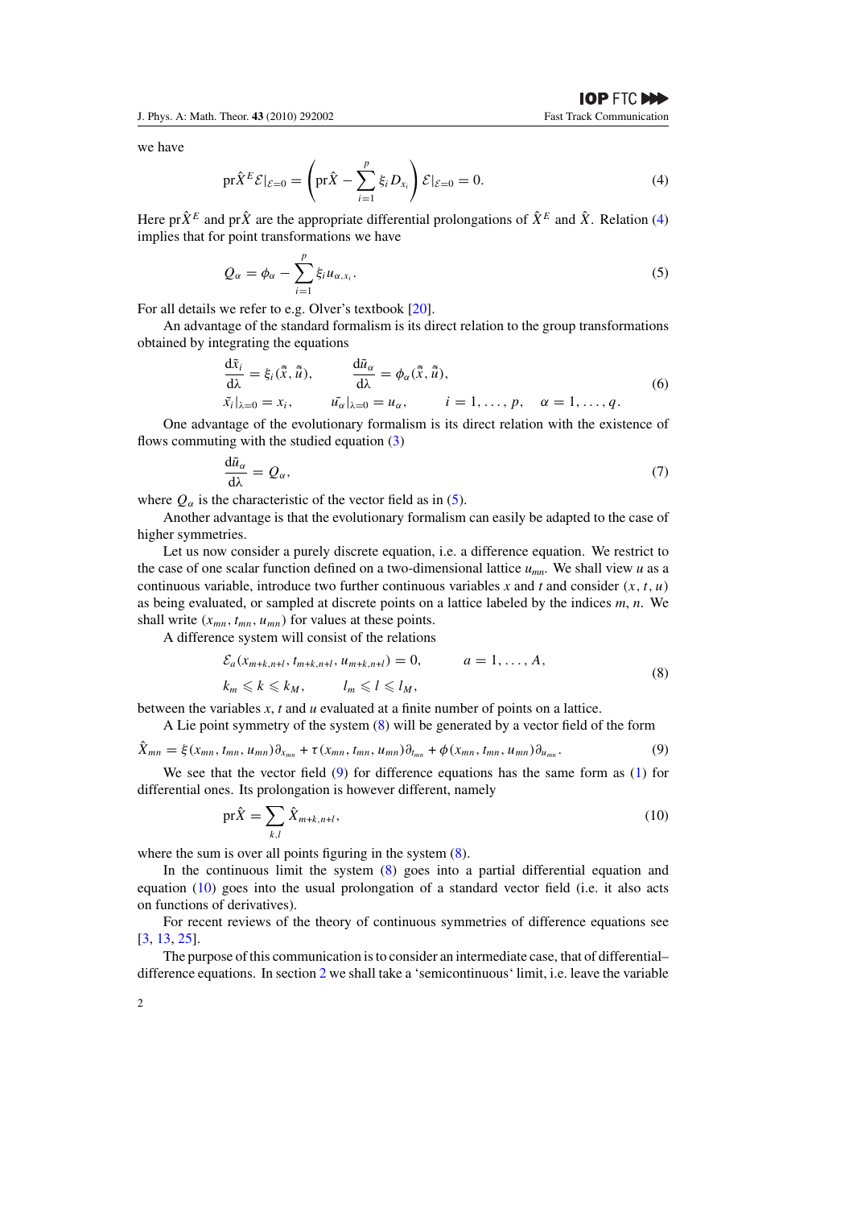we have

$$\mathrm{pr}\hat{X}^E\mathcal{E}|_{\mathcal{E}=0} = \left(\mathrm{pr}\hat{X} - \sum_{i=1}^{p}\xi_i D_{x_i}\right)\mathcal{E}|_{\mathcal{E}=0} = 0. \tag{4}$$

Here $\mathrm{pr}\hat{X}^E$ and $\mathrm{pr}\hat{X}$ are the appropriate differential prolongations of $\hat{X}^E$ and $\hat{X}$. Relation (4) implies that for point transformations we have

$$Q_\alpha = \phi_\alpha - \sum_{i=1}^{p}\xi_i u_{\alpha,x_i}. \tag{5}$$

For all details we refer to e.g. Olver's textbook [20].

An advantage of the standard formalism is its direct relation to the group transformations obtained by integrating the equations

$$\begin{aligned} &\frac{\mathrm{d}\tilde{x}_i}{\mathrm{d}\lambda} = \xi_i(\tilde{\tilde{x}}, \tilde{\tilde{u}}), \qquad \frac{\mathrm{d}\tilde{u}_\alpha}{\mathrm{d}\lambda} = \phi_\alpha(\tilde{\tilde{x}}, \tilde{\tilde{u}}), \\ &\tilde{x}_i|_{\lambda=0} = x_i, \qquad \tilde{u_\alpha}|_{\lambda=0} = u_\alpha, \qquad i = 1, \ldots, p, \quad \alpha = 1, \ldots, q. \end{aligned} \tag{6}$$

One advantage of the evolutionary formalism is its direct relation with the existence of flows commuting with the studied equation (3)

$$\frac{\mathrm{d}\tilde{u}_\alpha}{\mathrm{d}\lambda} = Q_\alpha, \tag{7}$$

where $Q_\alpha$ is the characteristic of the vector field as in (5).

Another advantage is that the evolutionary formalism can easily be adapted to the case of higher symmetries.

Let us now consider a purely discrete equation, i.e. a difference equation. We restrict to the case of one scalar function defined on a two-dimensional lattice $u_{mn}$. We shall view $u$ as a continuous variable, introduce two further continuous variables $x$ and $t$ and consider $(x, t, u)$ as being evaluated, or sampled at discrete points on a lattice labeled by the indices $m$, $n$. We shall write $(x_{mn}, t_{mn}, u_{mn})$ for values at these points.

A difference system will consist of the relations

$$\begin{aligned} &\mathcal{E}_a(x_{m+k,n+l}, t_{m+k,n+l}, u_{m+k,n+l}) = 0, \qquad a = 1, \ldots, A, \\ &k_m \leqslant k \leqslant k_M, \qquad l_m \leqslant l \leqslant l_M, \end{aligned} \tag{8}$$

between the variables $x$, $t$ and $u$ evaluated at a finite number of points on a lattice.

A Lie point symmetry of the system (8) will be generated by a vector field of the form

$$\hat{X}_{mn} = \xi(x_{mn}, t_{mn}, u_{mn})\partial_{x_{mn}} + \tau(x_{mn}, t_{mn}, u_{mn})\partial_{t_{mn}} + \phi(x_{mn}, t_{mn}, u_{mn})\partial_{u_{mn}}. \tag{9}$$

We see that the vector field (9) for difference equations has the same form as (1) for differential ones. Its prolongation is however different, namely

$$\mathrm{pr}\hat{X} = \sum_{k,l}\hat{X}_{m+k,n+l}, \tag{10}$$

where the sum is over all points figuring in the system (8).

In the continuous limit the system (8) goes into a partial differential equation and equation (10) goes into the usual prolongation of a standard vector field (i.e. it also acts on functions of derivatives).

For recent reviews of the theory of continuous symmetries of difference equations see [3, 13, 25].

The purpose of this communication is to consider an intermediate case, that of differential–difference equations. In section 2 we shall take a 'semicontinuous' limit, i.e. leave the variable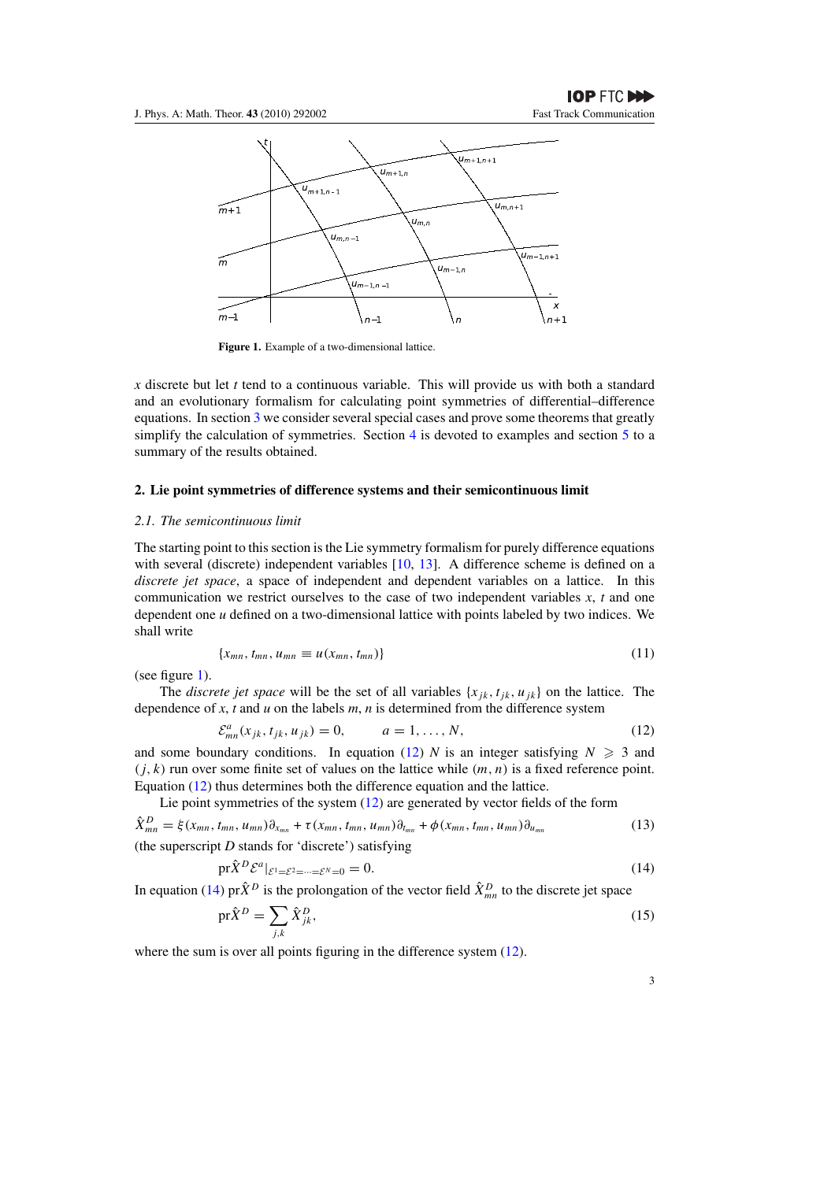m+1

m

m−1

t

x

$u_{m+1,n-1}$

$u_{m+1,n}$

$u_{m+1,n+1}$

$u_{m,n-1}$

$u_{m,n}$

$u_{m,n+1}$

$u_{m-1,n-1}$

$u_{m-1,n}$

$u_{m-1,n+1}$

n−1

n

n+1

**Figure 1.** Example of a two-dimensional lattice.

$x$ discrete but let $t$ tend to a continuous variable. This will provide us with both a standard and an evolutionary formalism for calculating point symmetries of differential–difference equations. In section 3 we consider several special cases and prove some theorems that greatly simplify the calculation of symmetries. Section 4 is devoted to examples and section 5 to a summary of the results obtained.

## 2. Lie point symmetries of difference systems and their semicontinuous limit

### 2.1. The semicontinuous limit

The starting point to this section is the Lie symmetry formalism for purely difference equations with several (discrete) independent variables [10, 13]. A difference scheme is defined on a *discrete jet space*, a space of independent and dependent variables on a lattice. In this communication we restrict ourselves to the case of two independent variables $x$, $t$ and one dependent one $u$ defined on a two-dimensional lattice with points labeled by two indices. We shall write

$$\{x_{mn}, t_{mn}, u_{mn} \equiv u(x_{mn}, t_{mn})\} \tag{11}$$

(see figure 1).

The *discrete jet space* will be the set of all variables $\{x_{jk}, t_{jk}, u_{jk}\}$ on the lattice. The dependence of $x$, $t$ and $u$ on the labels $m$, $n$ is determined from the difference system

$$\mathcal{E}^a_{mn}(x_{jk}, t_{jk}, u_{jk}) = 0, \qquad a = 1, \ldots, N, \tag{12}$$

and some boundary conditions. In equation (12) $N$ is an integer satisfying $N \geqslant 3$ and $(j, k)$ run over some finite set of values on the lattice while $(m, n)$ is a fixed reference point. Equation (12) thus determines both the difference equation and the lattice.

Lie point symmetries of the system (12) are generated by vector fields of the form

$$\hat{X}^D_{mn} = \xi(x_{mn}, t_{mn}, u_{mn})\partial_{x_{mn}} + \tau(x_{mn}, t_{mn}, u_{mn})\partial_{t_{mn}} + \phi(x_{mn}, t_{mn}, u_{mn})\partial_{u_{mn}} \tag{13}$$

(the superscript $D$ stands for 'discrete') satisfying

$$\mathrm{pr}\hat{X}^D \mathcal{E}^a|_{\mathcal{E}^1=\mathcal{E}^2=\cdots=\mathcal{E}^N=0} = 0. \tag{14}$$

In equation (14) $\mathrm{pr}\hat{X}^D$ is the prolongation of the vector field $\hat{X}^D_{mn}$ to the discrete jet space

$$\mathrm{pr}\hat{X}^D = \sum_{j,k} \hat{X}^D_{jk}, \tag{15}$$

where the sum is over all points figuring in the difference system (12).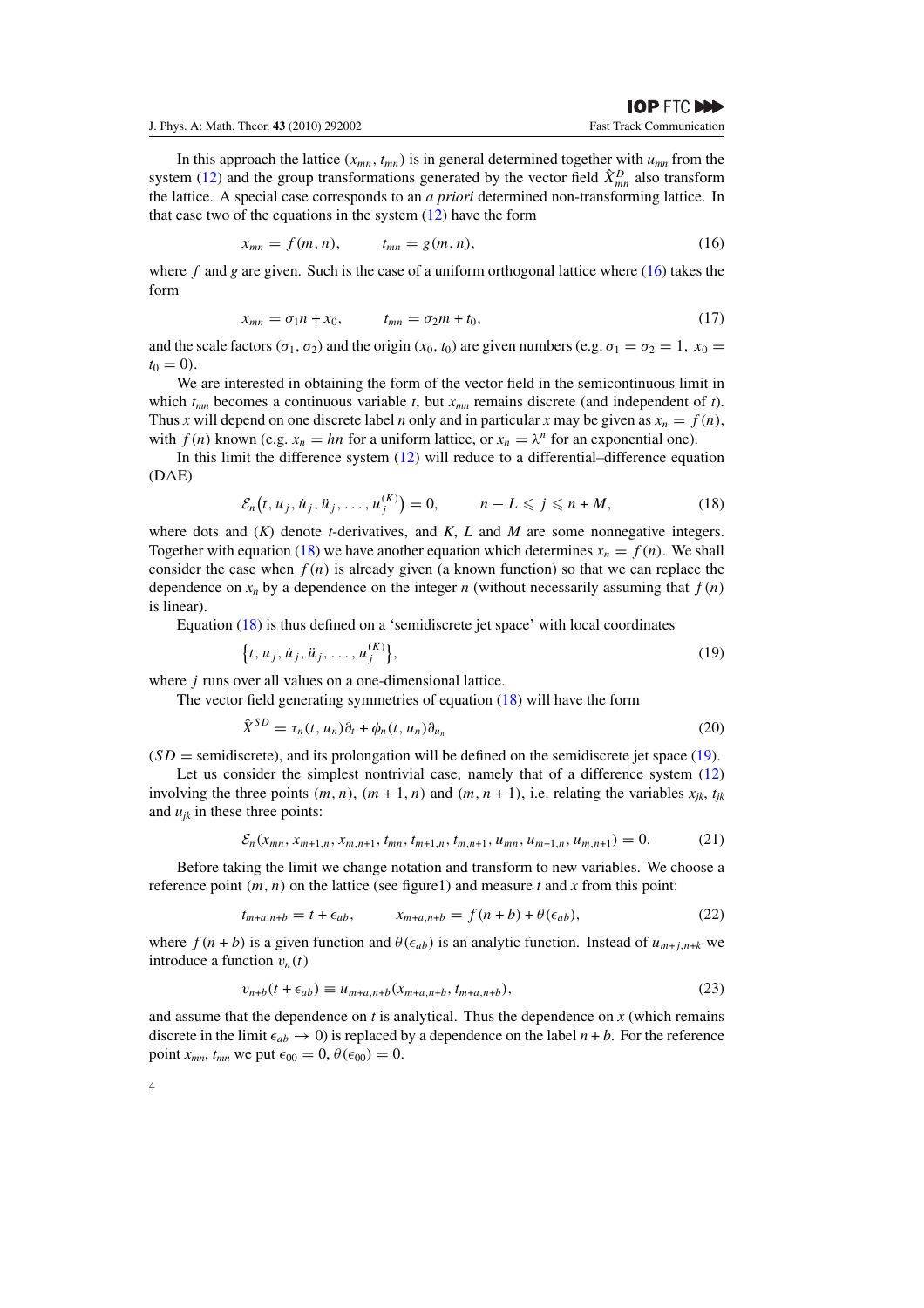In this approach the lattice $(x_{mn}, t_{mn})$ is in general determined together with $u_{mn}$ from the system (12) and the group transformations generated by the vector field $\hat{X}^D_{mn}$ also transform the lattice. A special case corresponds to an *a priori* determined non-transforming lattice. In that case two of the equations in the system (12) have the form

$$x_{mn} = f(m, n), \qquad t_{mn} = g(m, n), \tag{16}$$

where $f$ and $g$ are given. Such is the case of a uniform orthogonal lattice where (16) takes the form

$$x_{mn} = \sigma_1 n + x_0, \qquad t_{mn} = \sigma_2 m + t_0, \tag{17}$$

and the scale factors $(\sigma_1, \sigma_2)$ and the origin $(x_0, t_0)$ are given numbers (e.g. $\sigma_1 = \sigma_2 = 1,\ x_0 = t_0 = 0$).

We are interested in obtaining the form of the vector field in the semicontinuous limit in which $t_{mn}$ becomes a continuous variable $t$, but $x_{mn}$ remains discrete (and independent of $t$). Thus $x$ will depend on one discrete label $n$ only and in particular $x$ may be given as $x_n = f(n)$, with $f(n)$ known (e.g. $x_n = hn$ for a uniform lattice, or $x_n = \lambda^n$ for an exponential one).

In this limit the difference system (12) will reduce to a differential–difference equation (D$\Delta$E)

$$\mathcal{E}_n\big(t, u_j, \dot{u}_j, \ddot{u}_j, \ldots, u_j^{(K)}\big) = 0, \qquad n - L \leqslant j \leqslant n + M, \tag{18}$$

where dots and $(K)$ denote $t$-derivatives, and $K$, $L$ and $M$ are some nonnegative integers. Together with equation (18) we have another equation which determines $x_n = f(n)$. We shall consider the case when $f(n)$ is already given (a known function) so that we can replace the dependence on $x_n$ by a dependence on the integer $n$ (without necessarily assuming that $f(n)$ is linear).

Equation (18) is thus defined on a 'semidiscrete jet space' with local coordinates

$$\big\{t, u_j, \dot{u}_j, \ddot{u}_j, \ldots, u_j^{(K)}\big\}, \tag{19}$$

where $j$ runs over all values on a one-dimensional lattice.

The vector field generating symmetries of equation (18) will have the form

$$\hat{X}^{SD} = \tau_n(t, u_n)\partial_t + \phi_n(t, u_n)\partial_{u_n} \tag{20}$$

($SD$ = semidiscrete), and its prolongation will be defined on the semidiscrete jet space (19).

Let us consider the simplest nontrivial case, namely that of a difference system (12) involving the three points $(m, n)$, $(m + 1, n)$ and $(m, n + 1)$, i.e. relating the variables $x_{jk}$, $t_{jk}$ and $u_{jk}$ in these three points:

$$\mathcal{E}_n(x_{mn}, x_{m+1,n}, x_{m,n+1}, t_{mn}, t_{m+1,n}, t_{m,n+1}, u_{mn}, u_{m+1,n}, u_{m,n+1}) = 0. \tag{21}$$

Before taking the limit we change notation and transform to new variables. We choose a reference point $(m, n)$ on the lattice (see figure1) and measure $t$ and $x$ from this point:

$$t_{m+a,n+b} = t + \epsilon_{ab}, \qquad x_{m+a,n+b} = f(n + b) + \theta(\epsilon_{ab}), \tag{22}$$

where $f(n + b)$ is a given function and $\theta(\epsilon_{ab})$ is an analytic function. Instead of $u_{m+j,n+k}$ we introduce a function $v_n(t)$

$$v_{n+b}(t + \epsilon_{ab}) \equiv u_{m+a,n+b}(x_{m+a,n+b}, t_{m+a,n+b}), \tag{23}$$

and assume that the dependence on $t$ is analytical. Thus the dependence on $x$ (which remains discrete in the limit $\epsilon_{ab} \to 0$) is replaced by a dependence on the label $n + b$. For the reference point $x_{mn}$, $t_{mn}$ we put $\epsilon_{00} = 0$, $\theta(\epsilon_{00}) = 0$.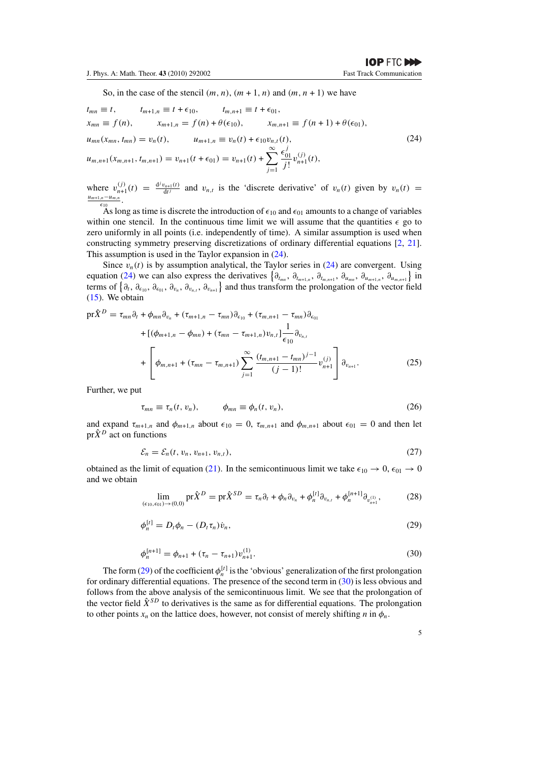So, in the case of the stencil $(m, n)$, $(m+1, n)$ and $(m, n+1)$ we have

$$
\begin{aligned}
&t_{mn} \equiv t, \qquad t_{m+1,n} \equiv t + \epsilon_{10}, \qquad t_{m,n+1} \equiv t + \epsilon_{01},\\
&x_{mn} \equiv f(n), \qquad x_{m+1,n} = f(n) + \theta(\epsilon_{10}), \qquad x_{m,n+1} \equiv f(n+1) + \theta(\epsilon_{01}),\\
&u_{mn}(x_{mn}, t_{mn}) = v_n(t), \qquad u_{m+1,n} \equiv v_n(t) + \epsilon_{10} v_{n,t}(t),\\
&u_{m,n+1}(x_{m,n+1}, t_{m,n+1}) = v_{n+1}(t + \epsilon_{01}) = v_{n+1}(t) + \sum_{j=1}^{\infty} \frac{\epsilon_{01}^{j}}{j!} v_{n+1}^{(j)}(t),
\end{aligned}
\tag{24}
$$

where $v_{n+1}^{(j)}(t) = \frac{\mathrm{d}^j v_{n+1}(t)}{\mathrm{d}t^j}$ and $v_{n,t}$ is the 'discrete derivative' of $v_n(t)$ given by $v_n(t) = \frac{u_{m+1,n} - u_{m,n}}{\epsilon_{10}}$.

As long as time is discrete the introduction of $\epsilon_{10}$ and $\epsilon_{01}$ amounts to a change of variables within one stencil. In the continuous time limit we will assume that the quantities $\epsilon$ go to zero uniformly in all points (i.e. independently of time). A similar assumption is used when constructing symmetry preserving discretizations of ordinary differential equations [2, 21]. This assumption is used in the Taylor expansion in (24).

Since $v_n(t)$ is by assumption analytical, the Taylor series in (24) are convergent. Using equation (24) we can also express the derivatives $\{\partial_{t_{mn}}, \partial_{t_{m+1,n}}, \partial_{t_{m,n+1}}, \partial_{u_{mn}}, \partial_{u_{m+1,n}}, \partial_{u_{m,n+1}}\}$ in terms of $\{\partial_t, \partial_{\epsilon_{10}}, \partial_{\epsilon_{01}}, \partial_{v_n}, \partial_{v_{n,t}}, \partial_{v_{n+1}}\}$ and thus transform the prolongation of the vector field (15). We obtain

$$
\begin{aligned}
\mathrm{pr}\hat{X}^D &= \tau_{mn}\partial_t + \phi_{mn}\partial_{v_n} + (\tau_{m+1,n} - \tau_{mn})\partial_{\epsilon_{10}} + (\tau_{m,n+1} - \tau_{mn})\partial_{\epsilon_{01}}\\
&\quad + [(\phi_{m+1,n} - \phi_{mn}) + (\tau_{mn} - \tau_{m+1,n})v_{n,t}]\frac{1}{\epsilon_{10}}\partial_{v_{n,t}}\\
&\quad + \left[\phi_{m,n+1} + (\tau_{mn} - \tau_{m,n+1})\sum_{j=1}^{\infty}\frac{(t_{m,n+1} - t_{mn})^{j-1}}{(j-1)!}v_{n+1}^{(j)}\right]\partial_{v_{n+1}}.
\end{aligned}
\tag{25}
$$

Further, we put

$$
\tau_{mn} \equiv \tau_n(t, v_n), \qquad \phi_{mn} \equiv \phi_n(t, v_n), \tag{26}
$$

and expand $\tau_{m+1,n}$ and $\phi_{m+1,n}$ about $\epsilon_{10} = 0$, $\tau_{m,n+1}$ and $\phi_{m,n+1}$ about $\epsilon_{01} = 0$ and then let $\mathrm{pr}\hat{X}^D$ act on functions

$$
\mathcal{E}_n = \mathcal{E}_n(t, v_n, v_{n+1}, v_{n,t}), \tag{27}
$$

obtained as the limit of equation (21). In the semicontinuous limit we take $\epsilon_{10} \to 0$, $\epsilon_{01} \to 0$ and we obtain

$$
\lim_{(\epsilon_{10}, \epsilon_{01}) \to (0,0)} \mathrm{pr}\hat{X}^D = \mathrm{pr}\hat{X}^{SD} = \tau_n\partial_t + \phi_n\partial_{v_n} + \phi_n^{[t]}\partial_{v_{n,t}} + \phi_n^{[n+1]}\partial_{v_{n+1}^{(1)}}, \tag{28}
$$

$$
\phi_n^{[t]} = D_t\phi_n - (D_t\tau_n)\dot{v}_n, \tag{29}
$$

$$
\phi_n^{[n+1]} = \phi_{n+1} + (\tau_n - \tau_{n+1})v_{n+1}^{(1)}. \tag{30}
$$

The form (29) of the coefficient $\phi_n^{[t]}$ is the 'obvious' generalization of the first prolongation for ordinary differential equations. The presence of the second term in (30) is less obvious and follows from the above analysis of the semicontinuous limit. We see that the prolongation of the vector field $\hat{X}^{SD}$ to derivatives is the same as for differential equations. The prolongation to other points $x_n$ on the lattice does, however, not consist of merely shifting $n$ in $\phi_n$.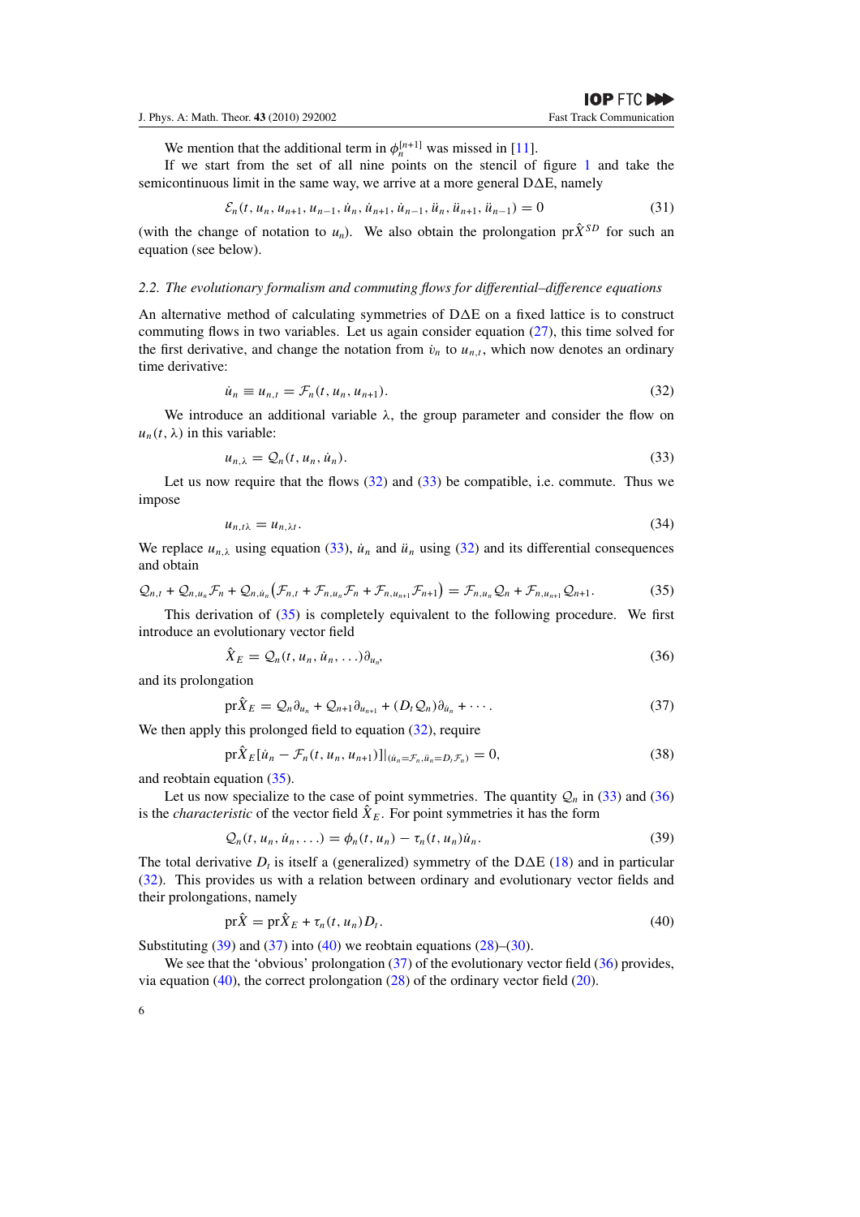We mention that the additional term in $\phi_n^{[n+1]}$ was missed in [11].

If we start from the set of all nine points on the stencil of figure 1 and take the semicontinuous limit in the same way, we arrive at a more general DΔE, namely

$$\mathcal{E}_n(t, u_n, u_{n+1}, u_{n-1}, \dot{u}_n, \dot{u}_{n+1}, \dot{u}_{n-1}, \ddot{u}_n, \ddot{u}_{n+1}, \ddot{u}_{n-1}) = 0 \tag{31}$$

(with the change of notation to $u_n$). We also obtain the prolongation $\mathrm{pr}\hat{X}^{SD}$ for such an equation (see below).

### 2.2. The evolutionary formalism and commuting flows for differential–difference equations

An alternative method of calculating symmetries of DΔE on a fixed lattice is to construct commuting flows in two variables. Let us again consider equation (27), this time solved for the first derivative, and change the notation from $\dot{v}_n$ to $u_{n,t}$, which now denotes an ordinary time derivative:

$$\dot{u}_n \equiv u_{n,t} = \mathcal{F}_n(t, u_n, u_{n+1}). \tag{32}$$

We introduce an additional variable $\lambda$, the group parameter and consider the flow on $u_n(t, \lambda)$ in this variable:

$$u_{n,\lambda} = \mathcal{Q}_n(t, u_n, \dot{u}_n). \tag{33}$$

Let us now require that the flows (32) and (33) be compatible, i.e. commute. Thus we impose

$$u_{n,t\lambda} = u_{n,\lambda t}. \tag{34}$$

We replace $u_{n,\lambda}$ using equation (33), $\dot{u}_n$ and $\ddot{u}_n$ using (32) and its differential consequences and obtain

$$\mathcal{Q}_{n,t} + \mathcal{Q}_{n,u_n}\mathcal{F}_n + \mathcal{Q}_{n,\dot{u}_n}\left(\mathcal{F}_{n,t} + \mathcal{F}_{n,u_n}\mathcal{F}_n + \mathcal{F}_{n,u_{n+1}}\mathcal{F}_{n+1}\right) = \mathcal{F}_{n,u_n}\mathcal{Q}_n + \mathcal{F}_{n,u_{n+1}}\mathcal{Q}_{n+1}. \tag{35}$$

This derivation of (35) is completely equivalent to the following procedure. We first introduce an evolutionary vector field

$$\hat{X}_E = \mathcal{Q}_n(t, u_n, \dot{u}_n, \ldots)\partial_{u_n}, \tag{36}$$

and its prolongation

$$\mathrm{pr}\hat{X}_E = \mathcal{Q}_n\partial_{u_n} + \mathcal{Q}_{n+1}\partial_{u_{n+1}} + (D_t\mathcal{Q}_n)\partial_{\dot{u}_n} + \cdots. \tag{37}$$

We then apply this prolonged field to equation (32), require

$$\mathrm{pr}\hat{X}_E[\dot{u}_n - \mathcal{F}_n(t, u_n, u_{n+1})]|_{(\dot{u}_n=\mathcal{F}_n, \ddot{u}_n=D_t\mathcal{F}_n)} = 0, \tag{38}$$

and reobtain equation (35).

Let us now specialize to the case of point symmetries. The quantity $\mathcal{Q}_n$ in (33) and (36) is the *characteristic* of the vector field $\hat{X}_E$. For point symmetries it has the form

$$\mathcal{Q}_n(t, u_n, \dot{u}_n, \ldots) = \phi_n(t, u_n) - \tau_n(t, u_n)\dot{u}_n. \tag{39}$$

The total derivative $D_t$ is itself a (generalized) symmetry of the DΔE (18) and in particular (32). This provides us with a relation between ordinary and evolutionary vector fields and their prolongations, namely

$$\mathrm{pr}\hat{X} = \mathrm{pr}\hat{X}_E + \tau_n(t, u_n)D_t. \tag{40}$$

Substituting (39) and (37) into (40) we reobtain equations (28)–(30).

We see that the 'obvious' prolongation (37) of the evolutionary vector field (36) provides, via equation (40), the correct prolongation (28) of the ordinary vector field (20).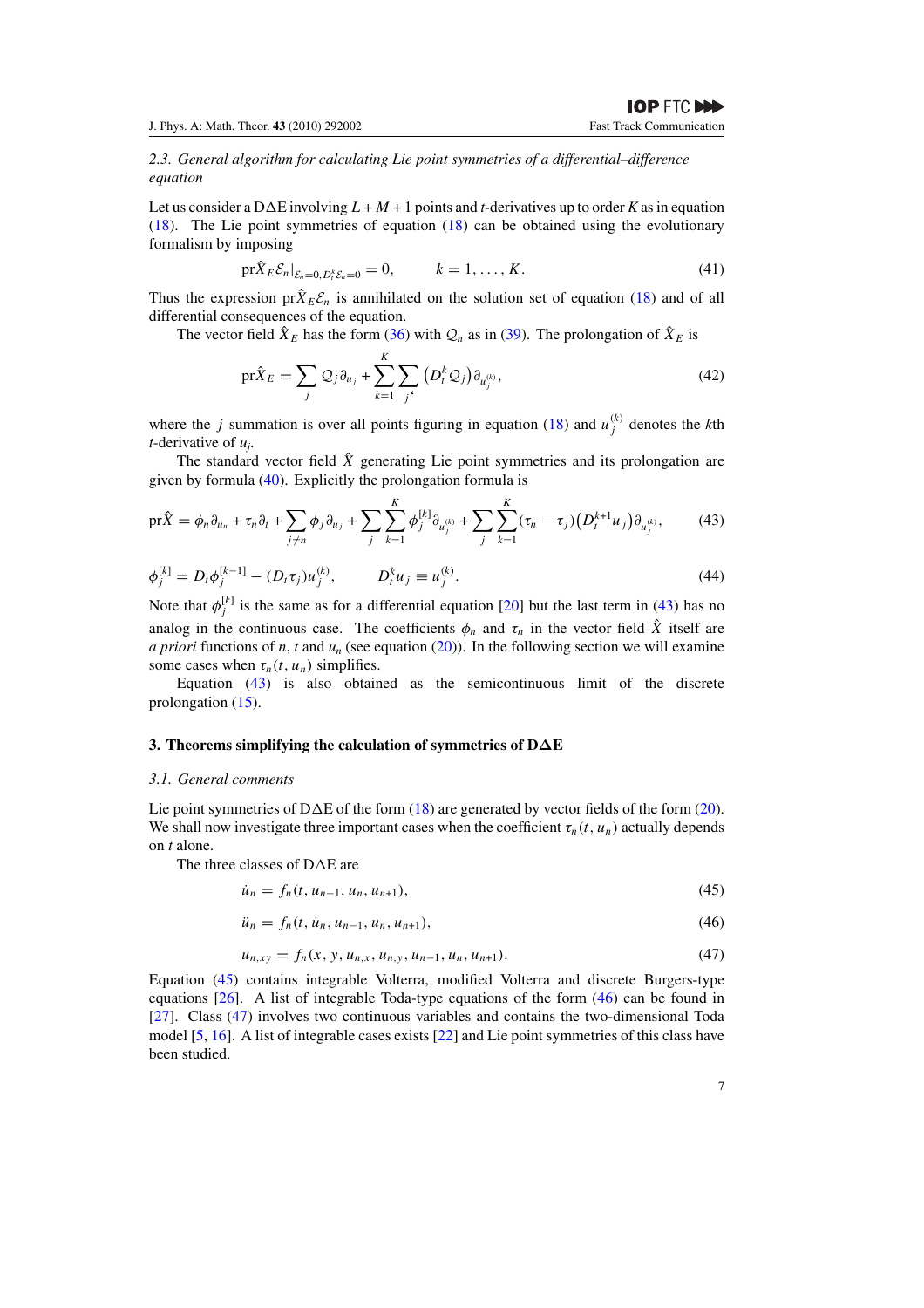### 2.3. General algorithm for calculating Lie point symmetries of a differential–difference equation

Let us consider a D$\Delta$E involving $L + M + 1$ points and $t$-derivatives up to order $K$ as in equation (18). The Lie point symmetries of equation (18) can be obtained using the evolutionary formalism by imposing

$$\mathrm{pr}\hat{X}_E \mathcal{E}_n|_{\mathcal{E}_n=0, D_t^k \mathcal{E}_n=0} = 0, \qquad k = 1, \ldots, K. \tag{41}$$

Thus the expression $\mathrm{pr}\hat{X}_E \mathcal{E}_n$ is annihilated on the solution set of equation (18) and of all differential consequences of the equation.

The vector field $\hat{X}_E$ has the form (36) with $\mathcal{Q}_n$ as in (39). The prolongation of $\hat{X}_E$ is

$$\mathrm{pr}\hat{X}_E = \sum_j \mathcal{Q}_j \partial_{u_j} + \sum_{k=1}^{K} \sum_{j} \left(D_t^k \mathcal{Q}_j\right) \partial_{u_j^{(k)}}, \tag{42}$$

where the $j$ summation is over all points figuring in equation (18) and $u_j^{(k)}$ denotes the $k$th $t$-derivative of $u_j$.

The standard vector field $\hat{X}$ generating Lie point symmetries and its prolongation are given by formula (40). Explicitly the prolongation formula is

$$\mathrm{pr}\hat{X} = \phi_n \partial_{u_n} + \tau_n \partial_t + \sum_{j \neq n} \phi_j \partial_{u_j} + \sum_j \sum_{k=1}^{K} \phi_j^{[k]} \partial_{u_j^{(k)}} + \sum_j \sum_{k=1}^{K} (\tau_n - \tau_j) \left(D_t^{k+1} u_j\right) \partial_{u_j^{(k)}}, \tag{43}$$

$$\phi_j^{[k]} = D_t \phi_j^{[k-1]} - (D_t \tau_j) u_j^{(k)}, \qquad D_t^k u_j \equiv u_j^{(k)}. \tag{44}$$

Note that $\phi_j^{[k]}$ is the same as for a differential equation [20] but the last term in (43) has no analog in the continuous case. The coefficients $\phi_n$ and $\tau_n$ in the vector field $\hat{X}$ itself are *a priori* functions of $n$, $t$ and $u_n$ (see equation (20)). In the following section we will examine some cases when $\tau_n(t, u_n)$ simplifies.

Equation (43) is also obtained as the semicontinuous limit of the discrete prolongation (15).

## 3. Theorems simplifying the calculation of symmetries of D$\Delta$E

### 3.1. General comments

Lie point symmetries of D$\Delta$E of the form (18) are generated by vector fields of the form (20). We shall now investigate three important cases when the coefficient $\tau_n(t, u_n)$ actually depends on $t$ alone.

The three classes of D$\Delta$E are

$$\dot{u}_n = f_n(t, u_{n-1}, u_n, u_{n+1}), \tag{45}$$

$$\ddot{u}_n = f_n(t, \dot{u}_n, u_{n-1}, u_n, u_{n+1}), \tag{46}$$

$$u_{n,xy} = f_n(x, y, u_{n,x}, u_{n,y}, u_{n-1}, u_n, u_{n+1}). \tag{47}$$

Equation (45) contains integrable Volterra, modified Volterra and discrete Burgers-type equations [26]. A list of integrable Toda-type equations of the form (46) can be found in [27]. Class (47) involves two continuous variables and contains the two-dimensional Toda model [5, 16]. A list of integrable cases exists [22] and Lie point symmetries of this class have been studied.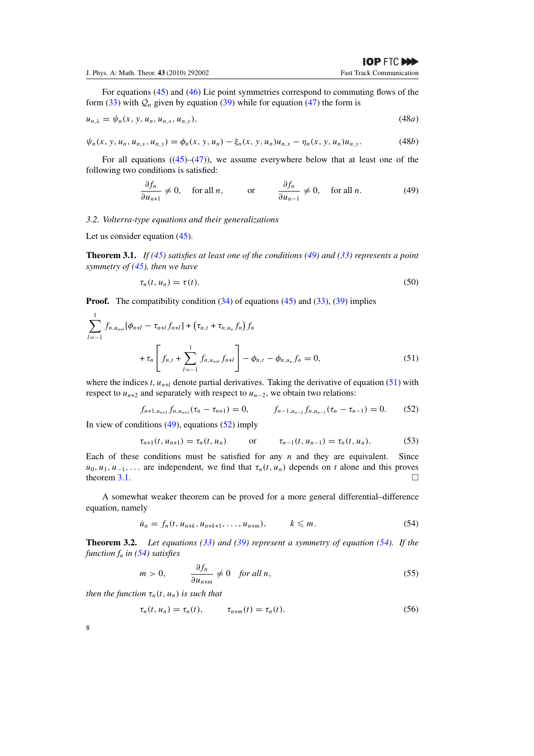For equations (45) and (46) Lie point symmetries correspond to commuting flows of the form (33) with $\mathcal{Q}_n$ given by equation (39) while for equation (47) the form is

$$u_{n,\lambda} = \psi_n(x, y, u_n, u_{n,x}, u_{n,y}), \tag{48a}$$

$$\psi_n(x, y, u_n, u_{n,x}, u_{n,y}) = \phi_n(x, y, u_n) - \xi_n(x, y, u_n)u_{n,x} - \eta_n(x, y, u_n)u_{n,y}. \tag{48b}$$

For all equations ((45)–(47)), we assume everywhere below that at least one of the following two conditions is satisfied:

$$\frac{\partial f_n}{\partial u_{n+1}} \neq 0, \quad \text{for all } n, \qquad \text{or} \qquad \frac{\partial f_n}{\partial u_{n-1}} \neq 0, \quad \text{for all } n. \tag{49}$$

### 3.2. Volterra-type equations and their generalizations

Let us consider equation (45).

**Theorem 3.1.** *If (45) satisfies at least one of the conditions (49) and (33) represents a point symmetry of (45), then we have*

$$\tau_n(t, u_n) = \tau(t). \tag{50}$$

**Proof.** The compatibility condition (34) of equations (45) and (33), (39) implies

$$\sum_{l=-1}^{1} f_{n,u_{n+l}}[\phi_{n+l} - \tau_{n+l} f_{n+l}] + (\tau_{n,t} + \tau_{n,u_n} f_n) f_n + \tau_n \left[ f_{n,t} + \sum_{l=-1}^{1} f_{n,u_{n+l}} f_{n+l} \right] - \phi_{n,t} - \phi_{n,u_n} f_n = 0, \tag{51}$$

where the indices $t$, $u_{n+l}$ denote partial derivatives. Taking the derivative of equation (51) with respect to $u_{n+2}$ and separately with respect to $u_{n-2}$, we obtain two relations:

$$f_{n+1,u_{n+2}} f_{n,u_{n+1}}(\tau_n - \tau_{n+1}) = 0, \qquad f_{n-1,u_{n-2}} f_{n,u_{n-1}}(\tau_n - \tau_{n-1}) = 0. \tag{52}$$

In view of conditions (49), equations (52) imply

$$\tau_{n+1}(t, u_{n+1}) = \tau_n(t, u_n) \qquad \text{or} \qquad \tau_{n-1}(t, u_{n-1}) = \tau_n(t, u_n). \tag{53}$$

Each of these conditions must be satisfied for any $n$ and they are equivalent. Since $u_0, u_1, u_{-1}, \ldots$ are independent, we find that $\tau_n(t, u_n)$ depends on $t$ alone and this proves theorem 3.1. □

A somewhat weaker theorem can be proved for a more general differential–difference equation, namely

$$\dot{u}_n = f_n(t, u_{n+k}, u_{n+k+1}, \ldots, u_{n+m}), \qquad k \leqslant m. \tag{54}$$

**Theorem 3.2.** *Let equations (33) and (39) represent a symmetry of equation (54). If the function $f_n$ in (54) satisfies*

$$m > 0, \qquad \frac{\partial f_n}{\partial u_{n+m}} \neq 0 \quad \text{for all } n, \tag{55}$$

*then the function $\tau_n(t, u_n)$ is such that*

$$\tau_n(t, u_n) = \tau_n(t), \qquad \tau_{n+m}(t) = \tau_n(t). \tag{56}$$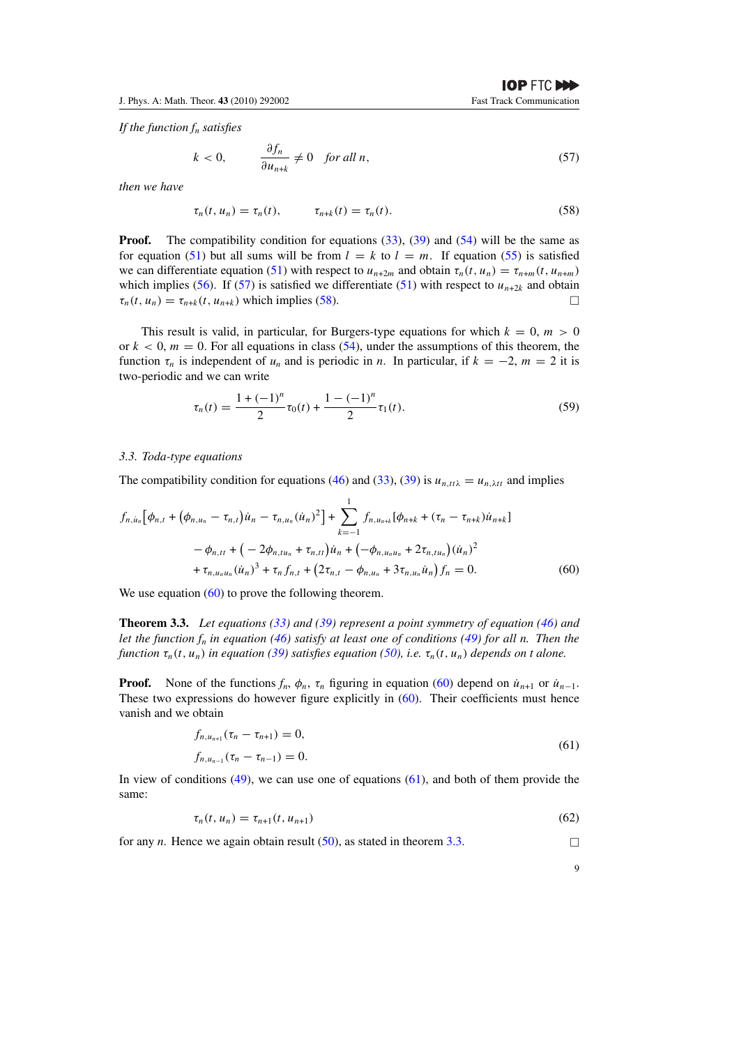*If the function $f_n$ satisfies*

$$k < 0, \qquad \frac{\partial f_n}{\partial u_{n+k}} \neq 0 \quad \textit{for all } n, \tag{57}$$

*then we have*

$$\tau_n(t, u_n) = \tau_n(t), \qquad \tau_{n+k}(t) = \tau_n(t). \tag{58}$$

**Proof.** The compatibility condition for equations (33), (39) and (54) will be the same as for equation (51) but all sums will be from $l = k$ to $l = m$. If equation (55) is satisfied we can differentiate equation (51) with respect to $u_{n+2m}$ and obtain $\tau_n(t, u_n) = \tau_{n+m}(t, u_{n+m})$ which implies (56). If (57) is satisfied we differentiate (51) with respect to $u_{n+2k}$ and obtain $\tau_n(t, u_n) = \tau_{n+k}(t, u_{n+k})$ which implies (58). □

This result is valid, in particular, for Burgers-type equations for which $k = 0$, $m > 0$ or $k < 0$, $m = 0$. For all equations in class (54), under the assumptions of this theorem, the function $\tau_n$ is independent of $u_n$ and is periodic in $n$. In particular, if $k = -2$, $m = 2$ it is two-periodic and we can write

$$\tau_n(t) = \frac{1 + (-1)^n}{2}\tau_0(t) + \frac{1 - (-1)^n}{2}\tau_1(t). \tag{59}$$

### 3.3. Toda-type equations

The compatibility condition for equations (46) and (33), (39) is $u_{n,tt\lambda} = u_{n,\lambda tt}$ and implies

$$\begin{aligned}
f_{n,\dot{u}_n}\big[\phi_{n,t} + \big(\phi_{n,u_n} - \tau_{n,t}\big)\dot{u}_n - \tau_{n,u_n}(\dot{u}_n)^2\big] + \sum_{k=-1}^{1} f_{n,u_{n+k}}[\phi_{n+k} + (\tau_n - \tau_{n+k})\dot{u}_{n+k}] \\
- \phi_{n,tt} + \big(-2\phi_{n,tu_n} + \tau_{n,tt}\big)\dot{u}_n + \big(-\phi_{n,u_nu_n} + 2\tau_{n,tu_n}\big)(\dot{u}_n)^2 \\
+ \tau_{n,u_nu_n}(\dot{u}_n)^3 + \tau_n f_{n,t} + \big(2\tau_{n,t} - \phi_{n,u_n} + 3\tau_{n,u_n}\dot{u}_n\big) f_n = 0.
\end{aligned} \tag{60}$$

We use equation (60) to prove the following theorem.

**Theorem 3.3.** *Let equations (33) and (39) represent a point symmetry of equation (46) and let the function $f_n$ in equation (46) satisfy at least one of conditions (49) for all n. Then the function $\tau_n(t, u_n)$ in equation (39) satisfies equation (50), i.e. $\tau_n(t, u_n)$ depends on t alone.*

**Proof.** None of the functions $f_n$, $\phi_n$, $\tau_n$ figuring in equation (60) depend on $\dot{u}_{n+1}$ or $\dot{u}_{n-1}$. These two expressions do however figure explicitly in (60). Their coefficients must hence vanish and we obtain

$$\begin{aligned}
&f_{n,u_{n+1}}(\tau_n - \tau_{n+1}) = 0, \\
&f_{n,u_{n-1}}(\tau_n - \tau_{n-1}) = 0.
\end{aligned} \tag{61}$$

In view of conditions (49), we can use one of equations (61), and both of them provide the same:

$$\tau_n(t, u_n) = \tau_{n+1}(t, u_{n+1}) \tag{62}$$

for any $n$. Hence we again obtain result (50), as stated in theorem 3.3. □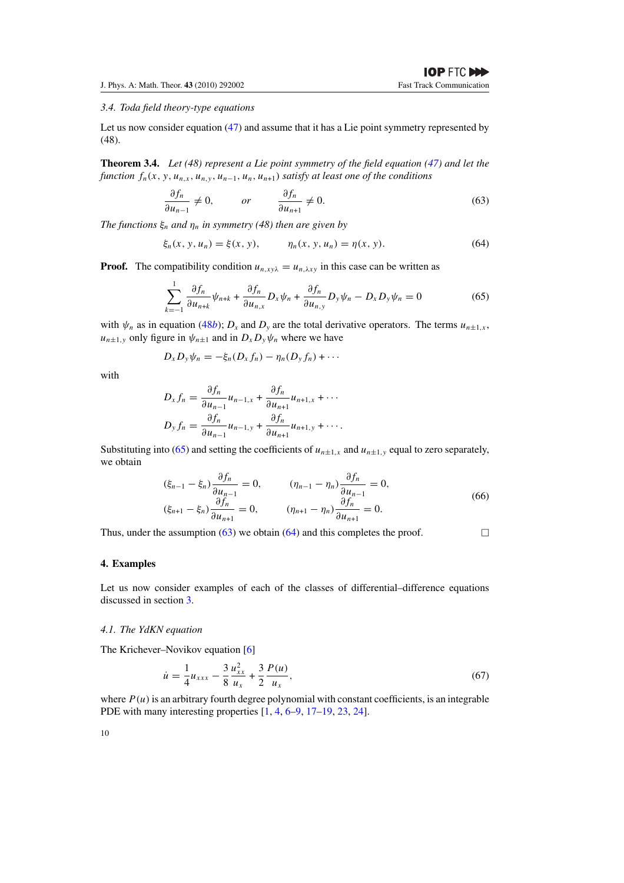### 3.4. Toda field theory-type equations

Let us now consider equation (47) and assume that it has a Lie point symmetry represented by (48).

**Theorem 3.4.** *Let (48) represent a Lie point symmetry of the field equation (47) and let the function $f_n(x, y, u_{n,x}, u_{n,y}, u_{n-1}, u_n, u_{n+1})$ satisfy at least one of the conditions*

$$\frac{\partial f_n}{\partial u_{n-1}} \neq 0, \qquad \text{or} \qquad \frac{\partial f_n}{\partial u_{n+1}} \neq 0. \tag{63}$$

*The functions $\xi_n$ and $\eta_n$ in symmetry (48) then are given by*

$$\xi_n(x, y, u_n) = \xi(x, y), \qquad \eta_n(x, y, u_n) = \eta(x, y). \tag{64}$$

**Proof.** The compatibility condition $u_{n,xy\lambda} = u_{n,\lambda xy}$ in this case can be written as

$$\sum_{k=-1}^{1} \frac{\partial f_n}{\partial u_{n+k}} \psi_{n+k} + \frac{\partial f_n}{\partial u_{n,x}} D_x \psi_n + \frac{\partial f_n}{\partial u_{n,y}} D_y \psi_n - D_x D_y \psi_n = 0 \tag{65}$$

with $\psi_n$ as in equation (48*b*); $D_x$ and $D_y$ are the total derivative operators. The terms $u_{n\pm1,x}$, $u_{n\pm1,y}$ only figure in $\psi_{n\pm1}$ and in $D_x D_y \psi_n$ where we have

$$D_x D_y \psi_n = -\xi_n (D_x f_n) - \eta_n (D_y f_n) + \cdots$$

with

$$D_x f_n = \frac{\partial f_n}{\partial u_{n-1}} u_{n-1,x} + \frac{\partial f_n}{\partial u_{n+1}} u_{n+1,x} + \cdots$$

$$D_y f_n = \frac{\partial f_n}{\partial u_{n-1}} u_{n-1,y} + \frac{\partial f_n}{\partial u_{n+1}} u_{n+1,y} + \cdots.$$

Substituting into (65) and setting the coefficients of $u_{n\pm1,x}$ and $u_{n\pm1,y}$ equal to zero separately, we obtain

$$\begin{aligned} (\xi_{n-1} - \xi_n) \frac{\partial f_n}{\partial u_{n-1}} &= 0, & (\eta_{n-1} - \eta_n) \frac{\partial f_n}{\partial u_{n-1}} &= 0, \\ (\xi_{n+1} - \xi_n) \frac{\partial f_n}{\partial u_{n+1}} &= 0, & (\eta_{n+1} - \eta_n) \frac{\partial f_n}{\partial u_{n+1}} &= 0. \end{aligned} \tag{66}$$

Thus, under the assumption (63) we obtain (64) and this completes the proof. □

## 4. Examples

Let us now consider examples of each of the classes of differential–difference equations discussed in section 3.

### 4.1. The YdKN equation

The Krichever–Novikov equation [6]

$$\dot{u} = \frac{1}{4} u_{xxx} - \frac{3}{8} \frac{u_{xx}^2}{u_x} + \frac{3}{2} \frac{P(u)}{u_x}, \tag{67}$$

where $P(u)$ is an arbitrary fourth degree polynomial with constant coefficients, is an integrable PDE with many interesting properties [1, 4, 6–9, 17–19, 23, 24].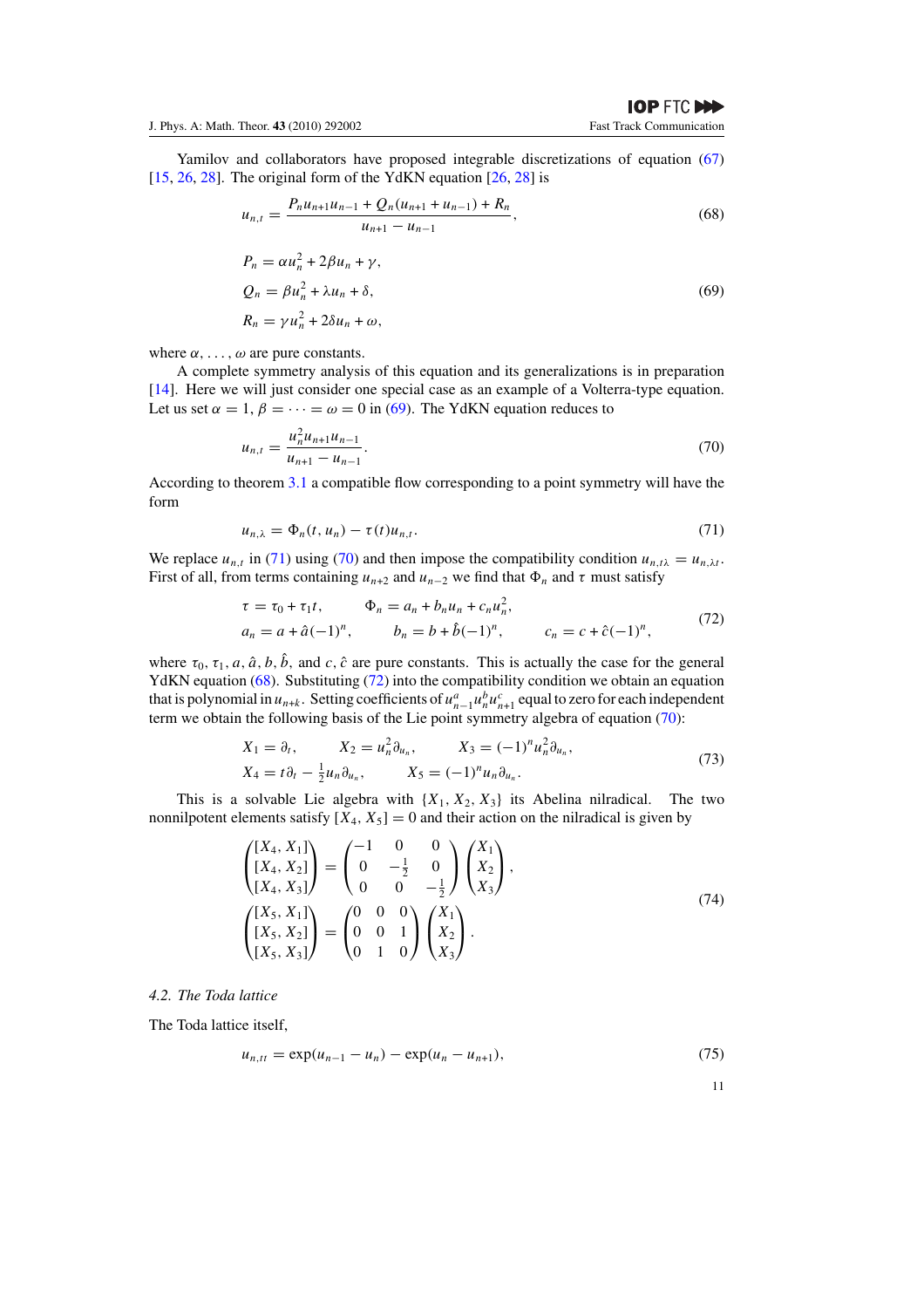Yamilov and collaborators have proposed integrable discretizations of equation (67) [15, 26, 28]. The original form of the YdKN equation [26, 28] is

$$u_{n,t} = \frac{P_n u_{n+1} u_{n-1} + Q_n (u_{n+1} + u_{n-1}) + R_n}{u_{n+1} - u_{n-1}}, \tag{68}$$

$$\begin{aligned} P_n &= \alpha u_n^2 + 2\beta u_n + \gamma, \\ Q_n &= \beta u_n^2 + \lambda u_n + \delta, \\ R_n &= \gamma u_n^2 + 2\delta u_n + \omega, \end{aligned} \tag{69}$$

where $\alpha, \ldots, \omega$ are pure constants.

A complete symmetry analysis of this equation and its generalizations is in preparation [14]. Here we will just consider one special case as an example of a Volterra-type equation. Let us set $\alpha = 1$, $\beta = \cdots = \omega = 0$ in (69). The YdKN equation reduces to

$$u_{n,t} = \frac{u_n^2 u_{n+1} u_{n-1}}{u_{n+1} - u_{n-1}}. \tag{70}$$

According to theorem 3.1 a compatible flow corresponding to a point symmetry will have the form

$$u_{n,\lambda} = \Phi_n(t, u_n) - \tau(t) u_{n,t}. \tag{71}$$

We replace $u_{n,t}$ in (71) using (70) and then impose the compatibility condition $u_{n,t\lambda} = u_{n,\lambda t}$. First of all, from terms containing $u_{n+2}$ and $u_{n-2}$ we find that $\Phi_n$ and $\tau$ must satisfy

$$\begin{aligned} &\tau = \tau_0 + \tau_1 t, \qquad \Phi_n = a_n + b_n u_n + c_n u_n^2, \\ &a_n = a + \hat{a}(-1)^n, \qquad b_n = b + \hat{b}(-1)^n, \qquad c_n = c + \hat{c}(-1)^n, \end{aligned} \tag{72}$$

where $\tau_0, \tau_1, a, \hat{a}, b, \hat{b}$, and $c, \hat{c}$ are pure constants. This is actually the case for the general YdKN equation (68). Substituting (72) into the compatibility condition we obtain an equation that is polynomial in $u_{n+k}$. Setting coefficients of $u_{n-1}^a u_n^b u_{n+1}^c$ equal to zero for each independent term we obtain the following basis of the Lie point symmetry algebra of equation (70):

$$\begin{aligned} &X_1 = \partial_t, \qquad X_2 = u_n^2 \partial_{u_n}, \qquad X_3 = (-1)^n u_n^2 \partial_{u_n}, \\ &X_4 = t\partial_t - \tfrac{1}{2} u_n \partial_{u_n}, \qquad X_5 = (-1)^n u_n \partial_{u_n}. \end{aligned} \tag{73}$$

This is a solvable Lie algebra with $\{X_1, X_2, X_3\}$ its Abelina nilradical. The two nonnilpotent elements satisfy $[X_4, X_5] = 0$ and their action on the nilradical is given by

$$\begin{aligned} \begin{pmatrix} [X_4, X_1] \\ [X_4, X_2] \\ [X_4, X_3] \end{pmatrix} &= \begin{pmatrix} -1 & 0 & 0 \\ 0 & -\frac{1}{2} & 0 \\ 0 & 0 & -\frac{1}{2} \end{pmatrix} \begin{pmatrix} X_1 \\ X_2 \\ X_3 \end{pmatrix}, \\ \begin{pmatrix} [X_5, X_1] \\ [X_5, X_2] \\ [X_5, X_3] \end{pmatrix} &= \begin{pmatrix} 0 & 0 & 0 \\ 0 & 0 & 1 \\ 0 & 1 & 0 \end{pmatrix} \begin{pmatrix} X_1 \\ X_2 \\ X_3 \end{pmatrix}. \end{aligned} \tag{74}$$

### *4.2. The Toda lattice*

The Toda lattice itself,

$$u_{n,tt} = \exp(u_{n-1} - u_n) - \exp(u_n - u_{n+1}), \tag{75}$$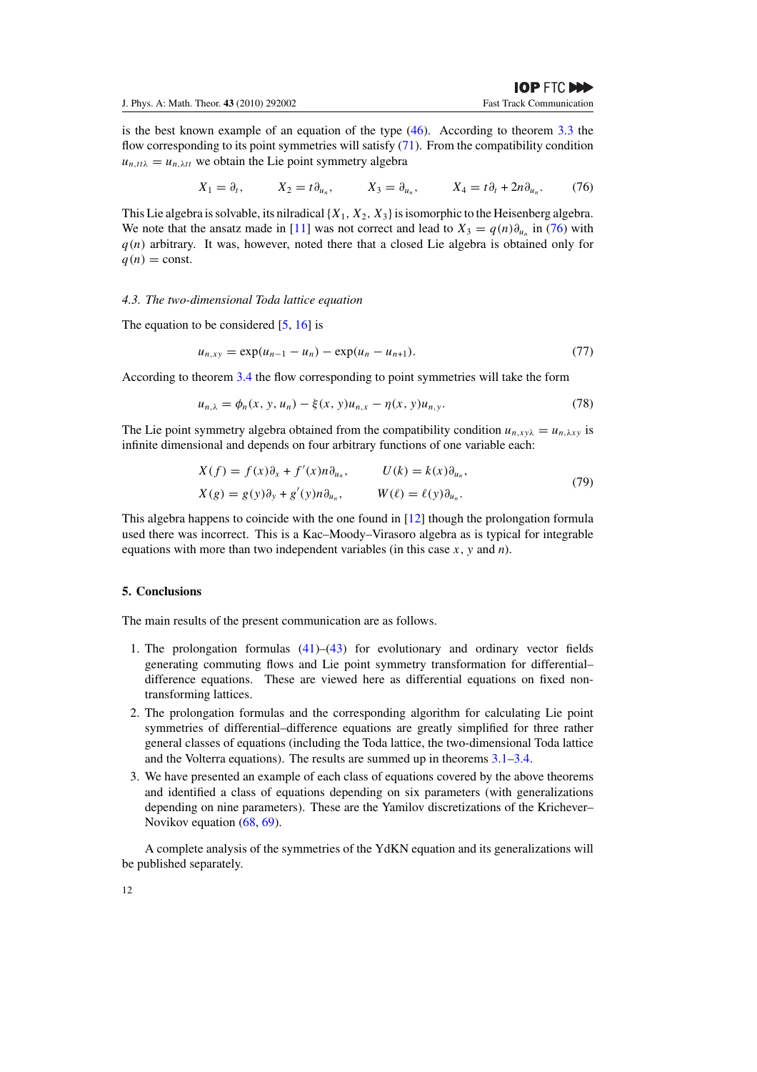is the best known example of an equation of the type (46). According to theorem 3.3 the flow corresponding to its point symmetries will satisfy (71). From the compatibility condition $u_{n,tt\lambda} = u_{n,\lambda tt}$ we obtain the Lie point symmetry algebra

$$X_1 = \partial_t, \qquad X_2 = t\partial_{u_n}, \qquad X_3 = \partial_{u_n}, \qquad X_4 = t\partial_t + 2n\partial_{u_n}. \tag{76}$$

This Lie algebra is solvable, its nilradical $\{X_1, X_2, X_3\}$ is isomorphic to the Heisenberg algebra. We note that the ansatz made in [11] was not correct and lead to $X_3 = q(n)\partial_{u_n}$ in (76) with $q(n)$ arbitrary. It was, however, noted there that a closed Lie algebra is obtained only for $q(n) = \text{const}$.

### *4.3. The two-dimensional Toda lattice equation*

The equation to be considered [5, 16] is

$$u_{n,xy} = \exp(u_{n-1} - u_n) - \exp(u_n - u_{n+1}). \tag{77}$$

According to theorem 3.4 the flow corresponding to point symmetries will take the form

$$u_{n,\lambda} = \phi_n(x, y, u_n) - \xi(x, y)u_{n,x} - \eta(x, y)u_{n,y}. \tag{78}$$

The Lie point symmetry algebra obtained from the compatibility condition $u_{n,xy\lambda} = u_{n,\lambda xy}$ is infinite dimensional and depends on four arbitrary functions of one variable each:

$$\begin{aligned} X(f) &= f(x)\partial_x + f'(x)n\partial_{u_n}, \qquad & U(k) &= k(x)\partial_{u_n}, \\ X(g) &= g(y)\partial_y + g'(y)n\partial_{u_n}, \qquad & W(\ell) &= \ell(y)\partial_{u_n}. \end{aligned} \tag{79}$$

This algebra happens to coincide with the one found in [12] though the prolongation formula used there was incorrect. This is a Kac–Moody–Virasoro algebra as is typical for integrable equations with more than two independent variables (in this case $x$, $y$ and $n$).

## 5. Conclusions

The main results of the present communication are as follows.

1. The prolongation formulas (41)–(43) for evolutionary and ordinary vector fields generating commuting flows and Lie point symmetry transformation for differential–difference equations. These are viewed here as differential equations on fixed non-transforming lattices.
2. The prolongation formulas and the corresponding algorithm for calculating Lie point symmetries of differential–difference equations are greatly simplified for three rather general classes of equations (including the Toda lattice, the two-dimensional Toda lattice and the Volterra equations). The results are summed up in theorems 3.1–3.4.
3. We have presented an example of each class of equations covered by the above theorems and identified a class of equations depending on six parameters (with generalizations depending on nine parameters). These are the Yamilov discretizations of the Krichever–Novikov equation (68, 69).

A complete analysis of the symmetries of the YdKN equation and its generalizations will be published separately.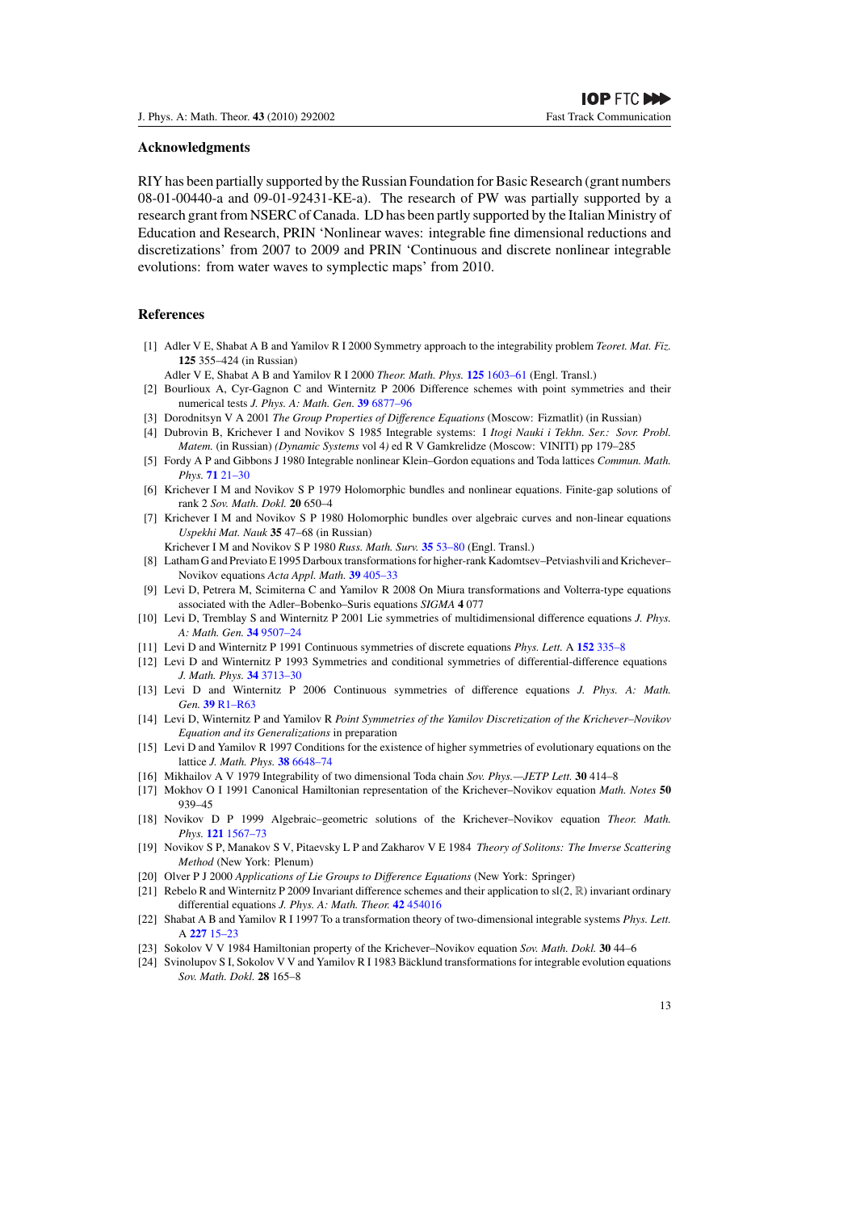## Acknowledgments

RIY has been partially supported by the Russian Foundation for Basic Research (grant numbers 08-01-00440-a and 09-01-92431-KE-a). The research of PW was partially supported by a research grant from NSERC of Canada. LD has been partly supported by the Italian Ministry of Education and Research, PRIN 'Nonlinear waves: integrable fine dimensional reductions and discretizations' from 2007 to 2009 and PRIN 'Continuous and discrete nonlinear integrable evolutions: from water waves to symplectic maps' from 2010.

## References

[1] Adler V E, Shabat A B and Yamilov R I 2000 Symmetry approach to the integrability problem *Teoret. Mat. Fiz.* **125** 355–424 (in Russian)
Adler V E, Shabat A B and Yamilov R I 2000 *Theor. Math. Phys.* **125** 1603–61 (Engl. Transl.)

[2] Bourlioux A, Cyr-Gagnon C and Winternitz P 2006 Difference schemes with point symmetries and their numerical tests *J. Phys. A: Math. Gen.* **39** 6877–96

[3] Dorodnitsyn V A 2001 *The Group Properties of Difference Equations* (Moscow: Fizmatlit) (in Russian)

[4] Dubrovin B, Krichever I and Novikov S 1985 Integrable systems: I *Itogi Nauki i Tekhn. Ser.: Sovr. Probl. Matem.* (in Russian) *(Dynamic Systems* vol 4*)* ed R V Gamkrelidze (Moscow: VINITI) pp 179–285

[5] Fordy A P and Gibbons J 1980 Integrable nonlinear Klein–Gordon equations and Toda lattices *Commun. Math. Phys.* **71** 21–30

[6] Krichever I M and Novikov S P 1979 Holomorphic bundles and nonlinear equations. Finite-gap solutions of rank 2 *Sov. Math. Dokl.* **20** 650–4

[7] Krichever I M and Novikov S P 1980 Holomorphic bundles over algebraic curves and non-linear equations *Uspekhi Mat. Nauk* **35** 47–68 (in Russian)
Krichever I M and Novikov S P 1980 *Russ. Math. Surv.* **35** 53–80 (Engl. Transl.)

[8] Latham G and Previato E 1995 Darboux transformations for higher-rank Kadomtsev–Petviashvili and Krichever–Novikov equations *Acta Appl. Math.* **39** 405–33

[9] Levi D, Petrera M, Scimiterna C and Yamilov R 2008 On Miura transformations and Volterra-type equations associated with the Adler–Bobenko–Suris equations *SIGMA* **4** 077

[10] Levi D, Tremblay S and Winternitz P 2001 Lie symmetries of multidimensional difference equations *J. Phys. A: Math. Gen.* **34** 9507–24

[11] Levi D and Winternitz P 1991 Continuous symmetries of discrete equations *Phys. Lett.* A **152** 335–8

[12] Levi D and Winternitz P 1993 Symmetries and conditional symmetries of differential-difference equations *J. Math. Phys.* **34** 3713–30

[13] Levi D and Winternitz P 2006 Continuous symmetries of difference equations *J. Phys. A: Math. Gen.* **39** R1–R63

[14] Levi D, Winternitz P and Yamilov R *Point Symmetries of the Yamilov Discretization of the Krichever–Novikov Equation and its Generalizations* in preparation

[15] Levi D and Yamilov R 1997 Conditions for the existence of higher symmetries of evolutionary equations on the lattice *J. Math. Phys.* **38** 6648–74

[16] Mikhailov A V 1979 Integrability of two dimensional Toda chain *Sov. Phys.—JETP Lett.* **30** 414–8

[17] Mokhov O I 1991 Canonical Hamiltonian representation of the Krichever–Novikov equation *Math. Notes* **50** 939–45

[18] Novikov D P 1999 Algebraic–geometric solutions of the Krichever–Novikov equation *Theor. Math. Phys.* **121** 1567–73

[19] Novikov S P, Manakov S V, Pitaevsky L P and Zakharov V E 1984 *Theory of Solitons: The Inverse Scattering Method* (New York: Plenum)

[20] Olver P J 2000 *Applications of Lie Groups to Difference Equations* (New York: Springer)

[21] Rebelo R and Winternitz P 2009 Invariant difference schemes and their application to sl(2, $\mathbb{R}$) invariant ordinary differential equations *J. Phys. A: Math. Theor.* **42** 454016

[22] Shabat A B and Yamilov R I 1997 To a transformation theory of two-dimensional integrable systems *Phys. Lett.* A **227** 15–23

[23] Sokolov V V 1984 Hamiltonian property of the Krichever–Novikov equation *Sov. Math. Dokl.* **30** 44–6

[24] Svinolupov S I, Sokolov V V and Yamilov R I 1983 Bäcklund transformations for integrable evolution equations *Sov. Math. Dokl.* **28** 165–8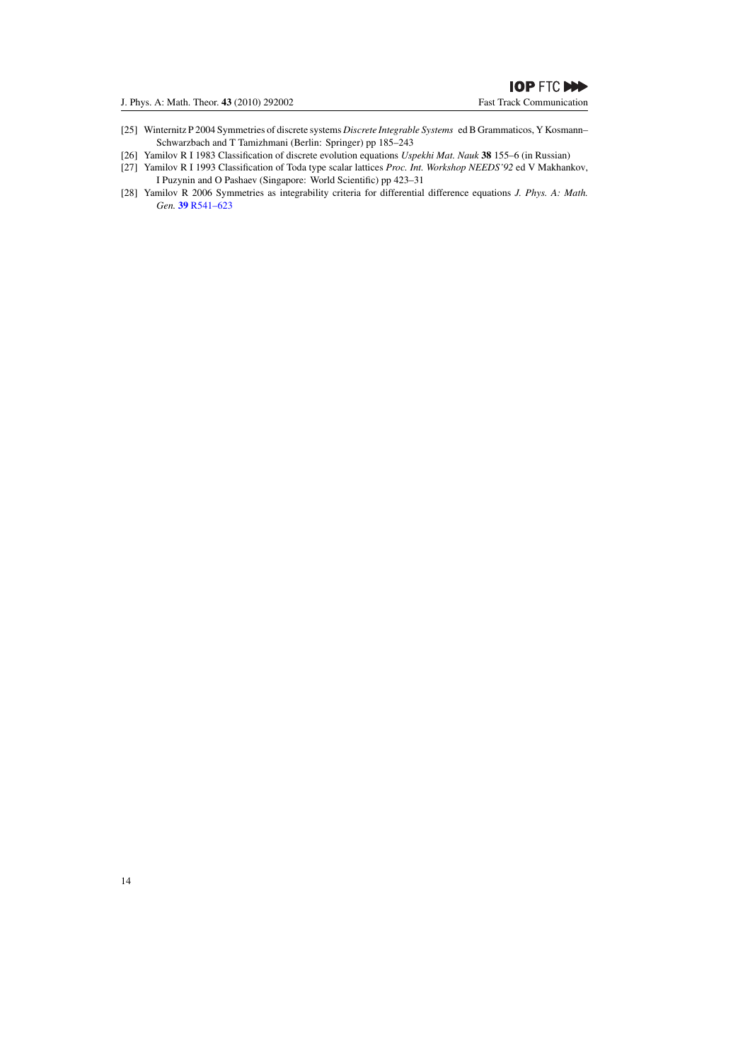[25] Winternitz P 2004 Symmetries of discrete systems *Discrete Integrable Systems* ed B Grammaticos, Y Kosmann–Schwarzbach and T Tamizhmani (Berlin: Springer) pp 185–243

[26] Yamilov R I 1983 Classification of discrete evolution equations *Uspekhi Mat. Nauk* **38** 155–6 (in Russian)

[27] Yamilov R I 1993 Classification of Toda type scalar lattices *Proc. Int. Workshop NEEDS'92* ed V Makhankov, I Puzynin and O Pashaev (Singapore: World Scientific) pp 423–31

[28] Yamilov R 2006 Symmetries as integrability criteria for differential difference equations *J. Phys. A: Math. Gen.* **39** R541–623